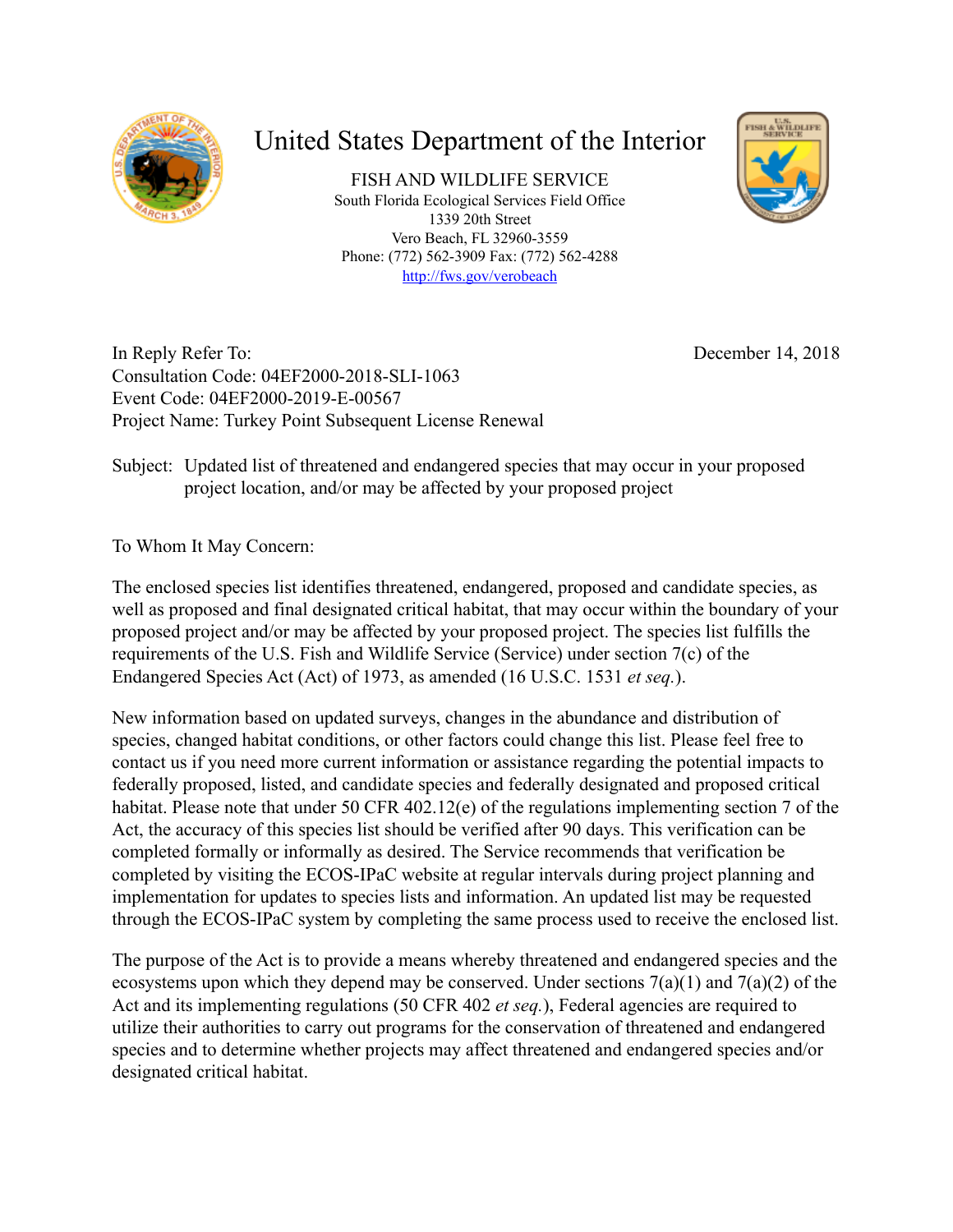# United States Department of the Interior

FISH AND WILDLIFE SERVICE
South Florida Ecological Services Field Office
1339 20th Street
Vero Beach, FL 32960-3559
Phone: (772) 562-3909 Fax: (772) 562-4288
http://fws.gov/verobeach

In Reply Refer To:
Consultation Code: 04EF2000-2018-SLI-1063
Event Code: 04EF2000-2019-E-00567
Project Name: Turkey Point Subsequent License Renewal

December 14, 2018

Subject: Updated list of threatened and endangered species that may occur in your proposed project location, and/or may be affected by your proposed project

To Whom It May Concern:

The enclosed species list identifies threatened, endangered, proposed and candidate species, as well as proposed and final designated critical habitat, that may occur within the boundary of your proposed project and/or may be affected by your proposed project. The species list fulfills the requirements of the U.S. Fish and Wildlife Service (Service) under section 7(c) of the Endangered Species Act (Act) of 1973, as amended (16 U.S.C. 1531 *et seq.*).

New information based on updated surveys, changes in the abundance and distribution of species, changed habitat conditions, or other factors could change this list. Please feel free to contact us if you need more current information or assistance regarding the potential impacts to federally proposed, listed, and candidate species and federally designated and proposed critical habitat. Please note that under 50 CFR 402.12(e) of the regulations implementing section 7 of the Act, the accuracy of this species list should be verified after 90 days. This verification can be completed formally or informally as desired. The Service recommends that verification be completed by visiting the ECOS-IPaC website at regular intervals during project planning and implementation for updates to species lists and information. An updated list may be requested through the ECOS-IPaC system by completing the same process used to receive the enclosed list.

The purpose of the Act is to provide a means whereby threatened and endangered species and the ecosystems upon which they depend may be conserved. Under sections 7(a)(1) and 7(a)(2) of the Act and its implementing regulations (50 CFR 402 *et seq.*), Federal agencies are required to utilize their authorities to carry out programs for the conservation of threatened and endangered species and to determine whether projects may affect threatened and endangered species and/or designated critical habitat.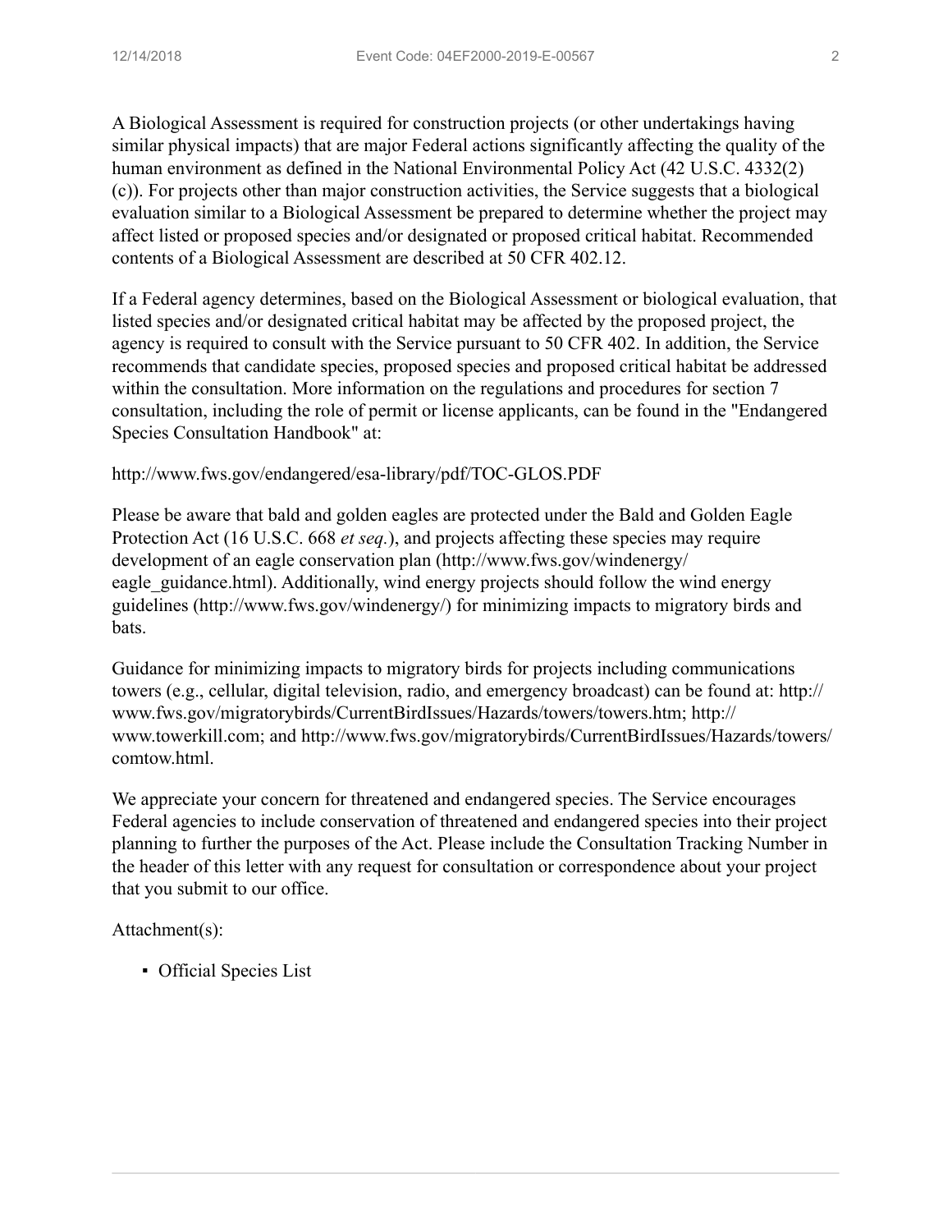A Biological Assessment is required for construction projects (or other undertakings having similar physical impacts) that are major Federal actions significantly affecting the quality of the human environment as defined in the National Environmental Policy Act (42 U.S.C. 4332(2)(c)). For projects other than major construction activities, the Service suggests that a biological evaluation similar to a Biological Assessment be prepared to determine whether the project may affect listed or proposed species and/or designated or proposed critical habitat. Recommended contents of a Biological Assessment are described at 50 CFR 402.12.

If a Federal agency determines, based on the Biological Assessment or biological evaluation, that listed species and/or designated critical habitat may be affected by the proposed project, the agency is required to consult with the Service pursuant to 50 CFR 402. In addition, the Service recommends that candidate species, proposed species and proposed critical habitat be addressed within the consultation. More information on the regulations and procedures for section 7 consultation, including the role of permit or license applicants, can be found in the "Endangered Species Consultation Handbook" at:

http://www.fws.gov/endangered/esa-library/pdf/TOC-GLOS.PDF

Please be aware that bald and golden eagles are protected under the Bald and Golden Eagle Protection Act (16 U.S.C. 668 *et seq.*), and projects affecting these species may require development of an eagle conservation plan (http://www.fws.gov/windenergy/eagle_guidance.html). Additionally, wind energy projects should follow the wind energy guidelines (http://www.fws.gov/windenergy/) for minimizing impacts to migratory birds and bats.

Guidance for minimizing impacts to migratory birds for projects including communications towers (e.g., cellular, digital television, radio, and emergency broadcast) can be found at: http://www.fws.gov/migratorybirds/CurrentBirdIssues/Hazards/towers/towers.htm; http://www.towerkill.com; and http://www.fws.gov/migratorybirds/CurrentBirdIssues/Hazards/towers/comtow.html.

We appreciate your concern for threatened and endangered species. The Service encourages Federal agencies to include conservation of threatened and endangered species into their project planning to further the purposes of the Act. Please include the Consultation Tracking Number in the header of this letter with any request for consultation or correspondence about your project that you submit to our office.

Attachment(s):

- Official Species List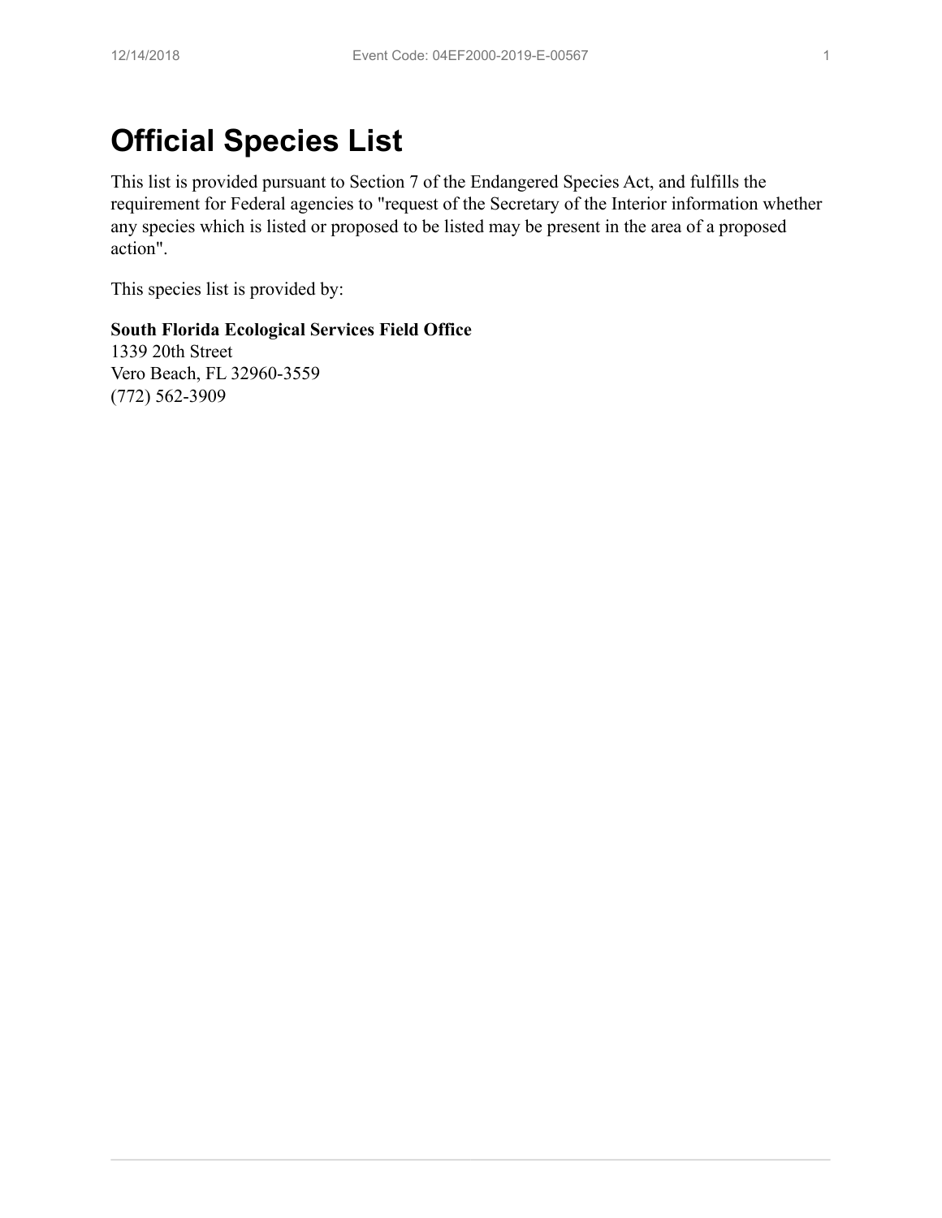# Official Species List

This list is provided pursuant to Section 7 of the Endangered Species Act, and fulfills the requirement for Federal agencies to "request of the Secretary of the Interior information whether any species which is listed or proposed to be listed may be present in the area of a proposed action".

This species list is provided by:

**South Florida Ecological Services Field Office**
1339 20th Street
Vero Beach, FL 32960-3559
(772) 562-3909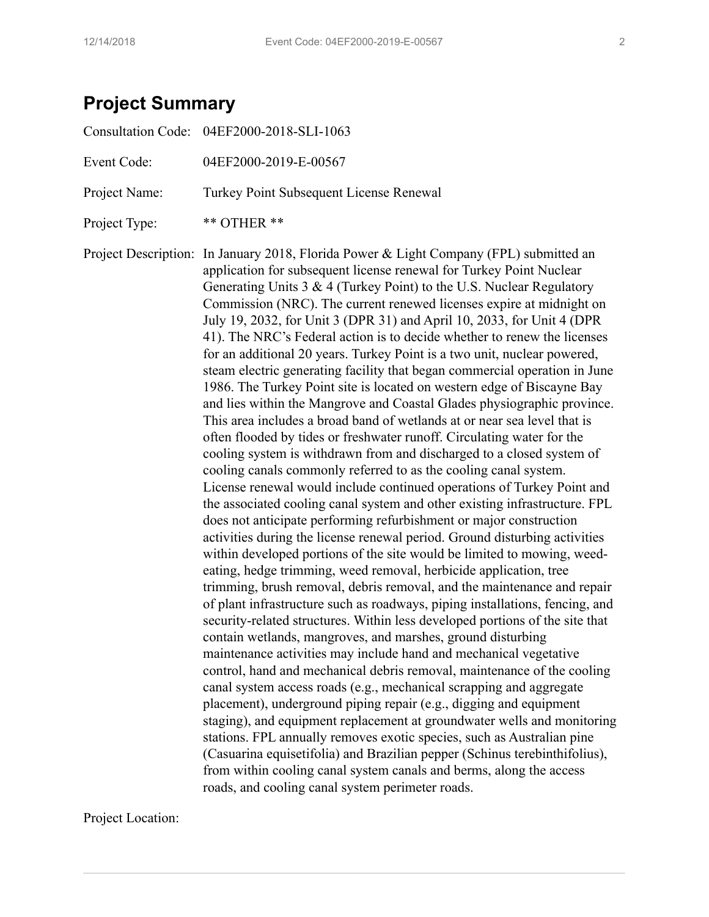## Project Summary

Consultation Code: 04EF2000-2018-SLI-1063

Event Code: 04EF2000-2019-E-00567

Project Name: Turkey Point Subsequent License Renewal

Project Type: ** OTHER **

Project Description: In January 2018, Florida Power & Light Company (FPL) submitted an application for subsequent license renewal for Turkey Point Nuclear Generating Units 3 & 4 (Turkey Point) to the U.S. Nuclear Regulatory Commission (NRC). The current renewed licenses expire at midnight on July 19, 2032, for Unit 3 (DPR 31) and April 10, 2033, for Unit 4 (DPR 41). The NRC's Federal action is to decide whether to renew the licenses for an additional 20 years. Turkey Point is a two unit, nuclear powered, steam electric generating facility that began commercial operation in June 1986. The Turkey Point site is located on western edge of Biscayne Bay and lies within the Mangrove and Coastal Glades physiographic province. This area includes a broad band of wetlands at or near sea level that is often flooded by tides or freshwater runoff. Circulating water for the cooling system is withdrawn from and discharged to a closed system of cooling canals commonly referred to as the cooling canal system. License renewal would include continued operations of Turkey Point and the associated cooling canal system and other existing infrastructure. FPL does not anticipate performing refurbishment or major construction activities during the license renewal period. Ground disturbing activities within developed portions of the site would be limited to mowing, weed-eating, hedge trimming, weed removal, herbicide application, tree trimming, brush removal, debris removal, and the maintenance and repair of plant infrastructure such as roadways, piping installations, fencing, and security-related structures. Within less developed portions of the site that contain wetlands, mangroves, and marshes, ground disturbing maintenance activities may include hand and mechanical vegetative control, hand and mechanical debris removal, maintenance of the cooling canal system access roads (e.g., mechanical scrapping and aggregate placement), underground piping repair (e.g., digging and equipment staging), and equipment replacement at groundwater wells and monitoring stations. FPL annually removes exotic species, such as Australian pine (Casuarina equisetifolia) and Brazilian pepper (Schinus terebinthifolius), from within cooling canal system canals and berms, along the access roads, and cooling canal system perimeter roads.

Project Location: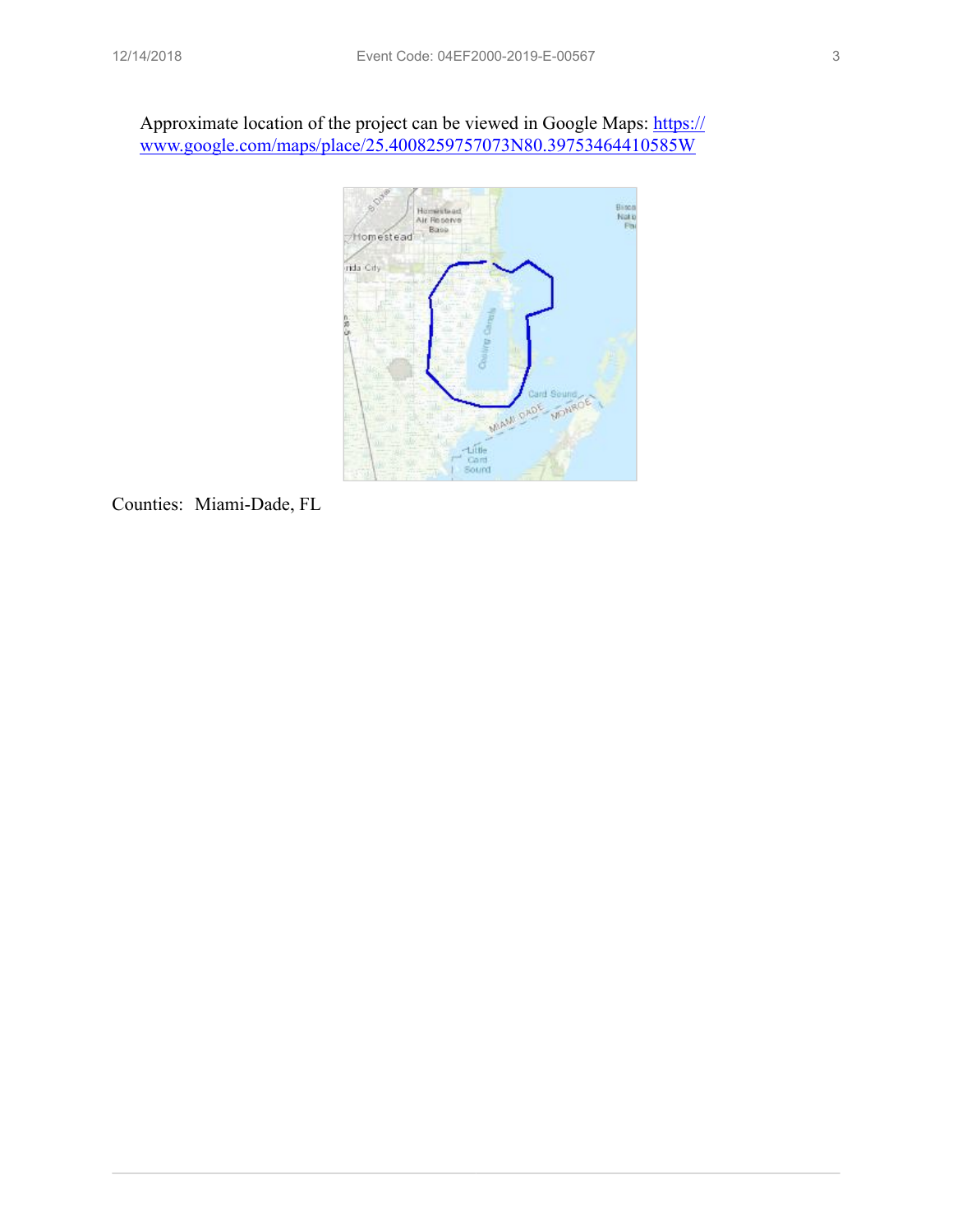Approximate location of the project can be viewed in Google Maps: [https://www.google.com/maps/place/25.4008259757073N80.39753464410585W](https://www.google.com/maps/place/25.4008259757073N80.39753464410585W)

Counties: Miami-Dade, FL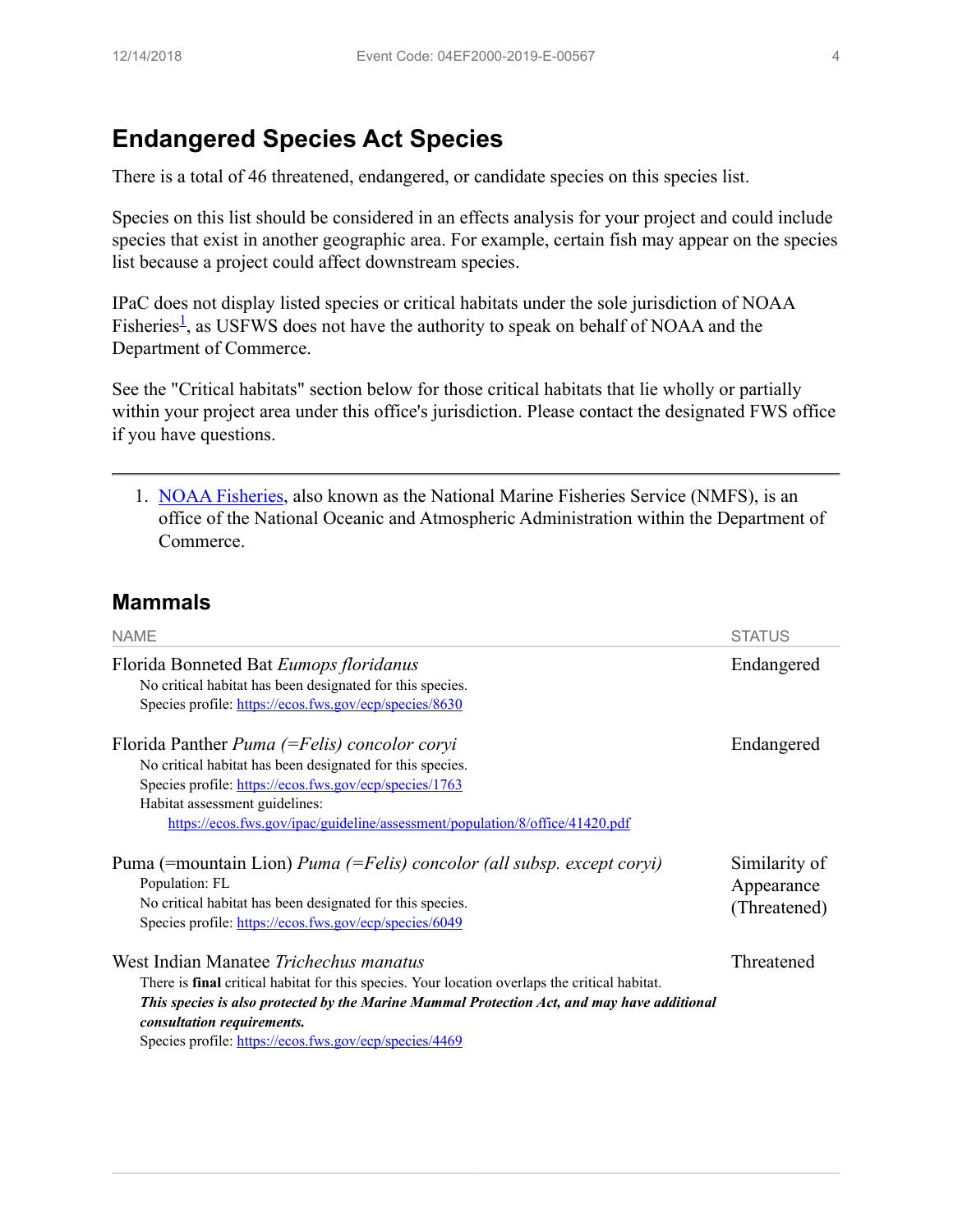## Endangered Species Act Species

There is a total of 46 threatened, endangered, or candidate species on this species list.

Species on this list should be considered in an effects analysis for your project and could include species that exist in another geographic area. For example, certain fish may appear on the species list because a project could affect downstream species.

IPaC does not display listed species or critical habitats under the sole jurisdiction of NOAA Fisheries[1], as USFWS does not have the authority to speak on behalf of NOAA and the Department of Commerce.

See the "Critical habitats" section below for those critical habitats that lie wholly or partially within your project area under this office's jurisdiction. Please contact the designated FWS office if you have questions.

---

1. NOAA Fisheries, also known as the National Marine Fisheries Service (NMFS), is an office of the National Oceanic and Atmospheric Administration within the Department of Commerce.

### Mammals

| NAME | STATUS |
|---|---|
| Florida Bonneted Bat *Eumops floridanus*<br>No critical habitat has been designated for this species.<br>Species profile: https://ecos.fws.gov/ecp/species/8630 | Endangered |
| Florida Panther *Puma (=Felis) concolor coryi*<br>No critical habitat has been designated for this species.<br>Species profile: https://ecos.fws.gov/ecp/species/1763<br>Habitat assessment guidelines:<br>https://ecos.fws.gov/ipac/guideline/assessment/population/8/office/41420.pdf | Endangered |
| Puma (=mountain Lion) *Puma (=Felis) concolor (all subsp. except coryi)*<br>Population: FL<br>No critical habitat has been designated for this species.<br>Species profile: https://ecos.fws.gov/ecp/species/6049 | Similarity of Appearance (Threatened) |
| West Indian Manatee *Trichechus manatus*<br>There is **final** critical habitat for this species. Your location overlaps the critical habitat.<br>***This species is also protected by the Marine Mammal Protection Act, and may have additional consultation requirements.***<br>Species profile: https://ecos.fws.gov/ecp/species/4469 | Threatened |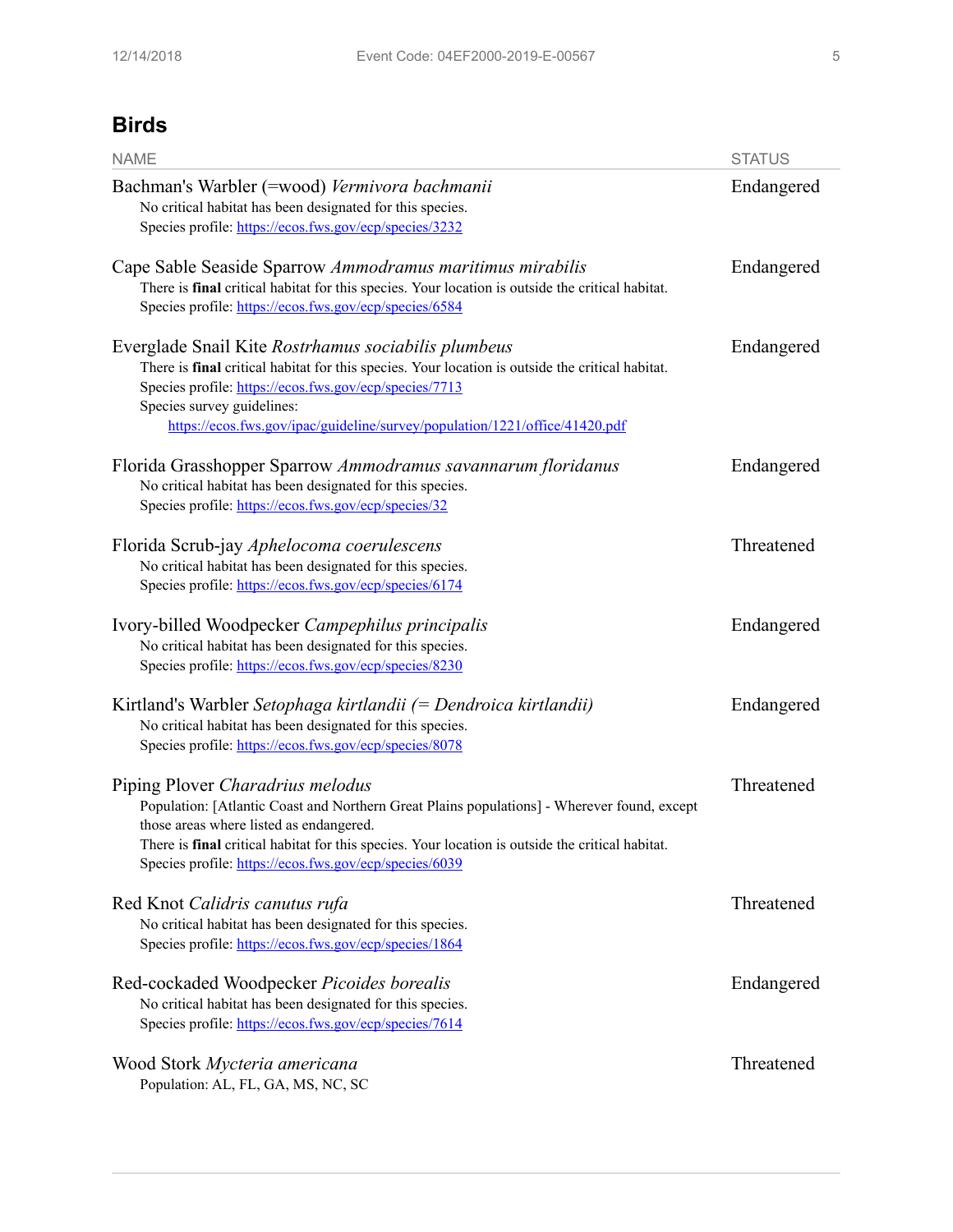## Birds

| NAME | STATUS |
|---|---|
| Bachman's Warbler (=wood) *Vermivora bachmanii*<br>No critical habitat has been designated for this species.<br>Species profile: https://ecos.fws.gov/ecp/species/3232 | Endangered |
| Cape Sable Seaside Sparrow *Ammodramus maritimus mirabilis*<br>There is **final** critical habitat for this species. Your location is outside the critical habitat.<br>Species profile: https://ecos.fws.gov/ecp/species/6584 | Endangered |
| Everglade Snail Kite *Rostrhamus sociabilis plumbeus*<br>There is **final** critical habitat for this species. Your location is outside the critical habitat.<br>Species profile: https://ecos.fws.gov/ecp/species/7713<br>Species survey guidelines:<br>https://ecos.fws.gov/ipac/guideline/survey/population/1221/office/41420.pdf | Endangered |
| Florida Grasshopper Sparrow *Ammodramus savannarum floridanus*<br>No critical habitat has been designated for this species.<br>Species profile: https://ecos.fws.gov/ecp/species/32 | Endangered |
| Florida Scrub-jay *Aphelocoma coerulescens*<br>No critical habitat has been designated for this species.<br>Species profile: https://ecos.fws.gov/ecp/species/6174 | Threatened |
| Ivory-billed Woodpecker *Campephilus principalis*<br>No critical habitat has been designated for this species.<br>Species profile: https://ecos.fws.gov/ecp/species/8230 | Endangered |
| Kirtland's Warbler *Setophaga kirtlandii (= Dendroica kirtlandii)*<br>No critical habitat has been designated for this species.<br>Species profile: https://ecos.fws.gov/ecp/species/8078 | Endangered |
| Piping Plover *Charadrius melodus*<br>Population: [Atlantic Coast and Northern Great Plains populations] - Wherever found, except those areas where listed as endangered.<br>There is **final** critical habitat for this species. Your location is outside the critical habitat.<br>Species profile: https://ecos.fws.gov/ecp/species/6039 | Threatened |
| Red Knot *Calidris canutus rufa*<br>No critical habitat has been designated for this species.<br>Species profile: https://ecos.fws.gov/ecp/species/1864 | Threatened |
| Red-cockaded Woodpecker *Picoides borealis*<br>No critical habitat has been designated for this species.<br>Species profile: https://ecos.fws.gov/ecp/species/7614 | Endangered |
| Wood Stork *Mycteria americana*<br>Population: AL, FL, GA, MS, NC, SC | Threatened |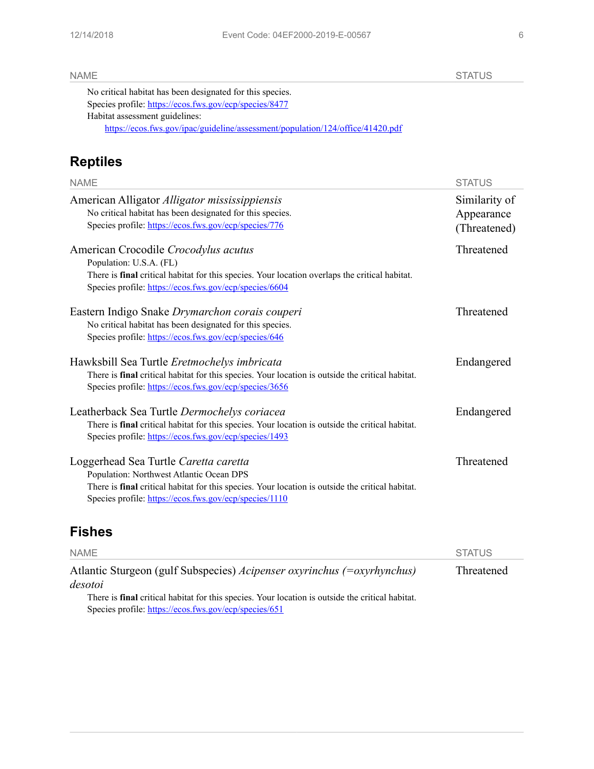| NAME | STATUS |
|---|---|
| No critical habitat has been designated for this species.<br>Species profile: https://ecos.fws.gov/ecp/species/8477<br>Habitat assessment guidelines:<br>https://ecos.fws.gov/ipac/guideline/assessment/population/124/office/41420.pdf | |

## Reptiles

| NAME | STATUS |
|---|---|
| American Alligator *Alligator mississippiensis*<br>No critical habitat has been designated for this species.<br>Species profile: https://ecos.fws.gov/ecp/species/776 | Similarity of Appearance (Threatened) |
| American Crocodile *Crocodylus acutus*<br>Population: U.S.A. (FL)<br>There is **final** critical habitat for this species. Your location overlaps the critical habitat.<br>Species profile: https://ecos.fws.gov/ecp/species/6604 | Threatened |
| Eastern Indigo Snake *Drymarchon corais couperi*<br>No critical habitat has been designated for this species.<br>Species profile: https://ecos.fws.gov/ecp/species/646 | Threatened |
| Hawksbill Sea Turtle *Eretmochelys imbricata*<br>There is **final** critical habitat for this species. Your location is outside the critical habitat.<br>Species profile: https://ecos.fws.gov/ecp/species/3656 | Endangered |
| Leatherback Sea Turtle *Dermochelys coriacea*<br>There is **final** critical habitat for this species. Your location is outside the critical habitat.<br>Species profile: https://ecos.fws.gov/ecp/species/1493 | Endangered |
| Loggerhead Sea Turtle *Caretta caretta*<br>Population: Northwest Atlantic Ocean DPS<br>There is **final** critical habitat for this species. Your location is outside the critical habitat.<br>Species profile: https://ecos.fws.gov/ecp/species/1110 | Threatened |

## Fishes

| NAME | STATUS |
|---|---|
| Atlantic Sturgeon (gulf Subspecies) *Acipenser oxyrinchus (=oxyrhynchus) desotoi*<br>There is **final** critical habitat for this species. Your location is outside the critical habitat.<br>Species profile: https://ecos.fws.gov/ecp/species/651 | Threatened |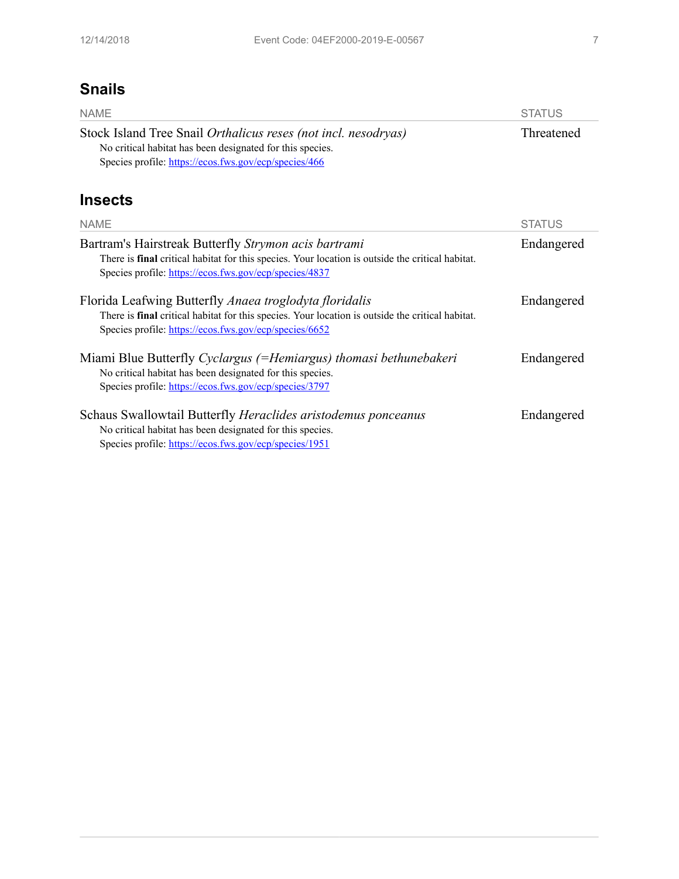## Snails

| NAME | STATUS |
|---|---|
| Stock Island Tree Snail *Orthalicus reses (not incl. nesodryas)*<br>No critical habitat has been designated for this species.<br>Species profile: https://ecos.fws.gov/ecp/species/466 | Threatened |

## Insects

| NAME | STATUS |
|---|---|
| Bartram's Hairstreak Butterfly *Strymon acis bartrami*<br>There is **final** critical habitat for this species. Your location is outside the critical habitat.<br>Species profile: https://ecos.fws.gov/ecp/species/4837 | Endangered |
| Florida Leafwing Butterfly *Anaea troglodyta floridalis*<br>There is **final** critical habitat for this species. Your location is outside the critical habitat.<br>Species profile: https://ecos.fws.gov/ecp/species/6652 | Endangered |
| Miami Blue Butterfly *Cyclargus (=Hemiargus) thomasi bethunebakeri*<br>No critical habitat has been designated for this species.<br>Species profile: https://ecos.fws.gov/ecp/species/3797 | Endangered |
| Schaus Swallowtail Butterfly *Heraclides aristodemus ponceanus*<br>No critical habitat has been designated for this species.<br>Species profile: https://ecos.fws.gov/ecp/species/1951 | Endangered |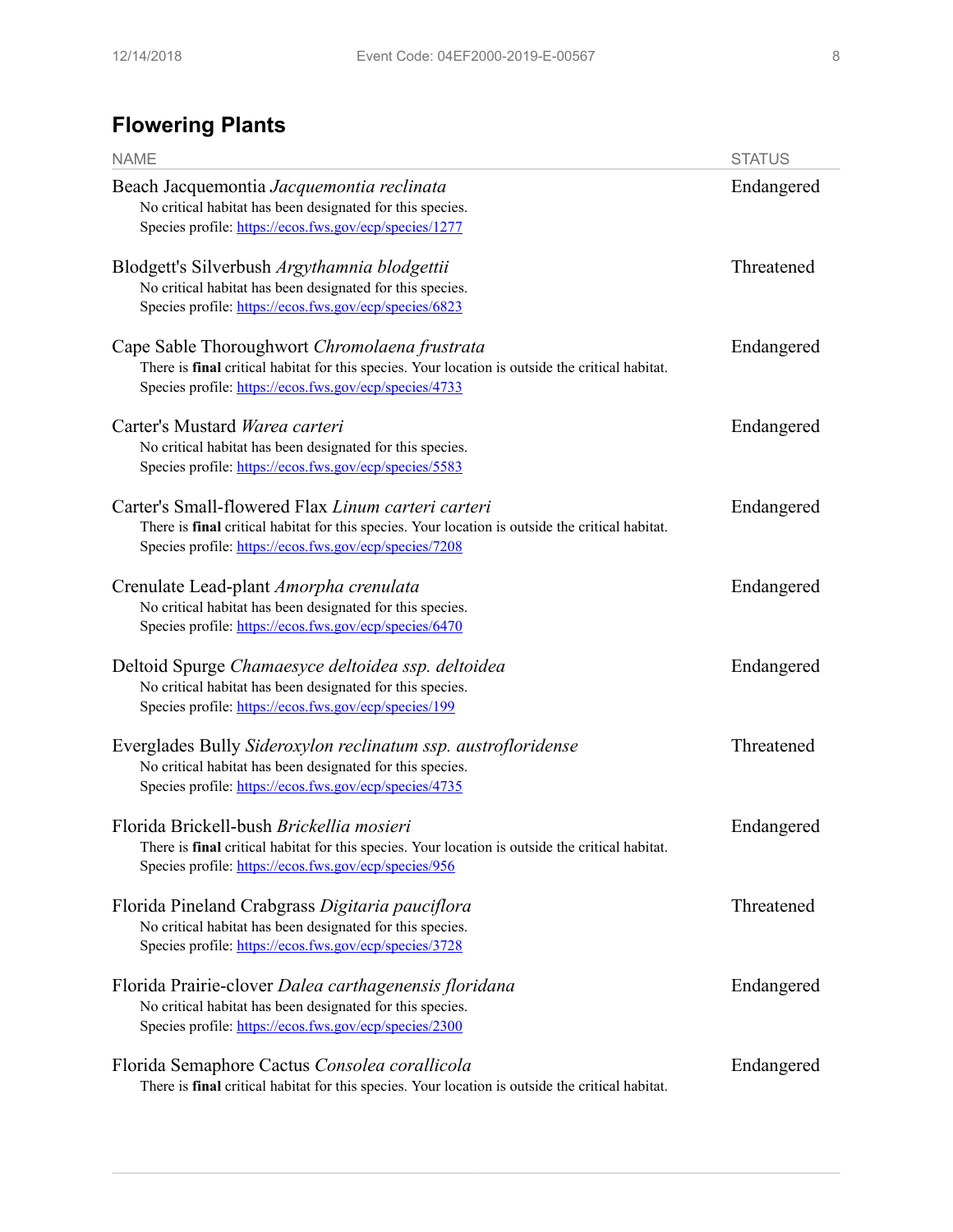## Flowering Plants

| NAME | STATUS |
|---|---|
| Beach Jacquemontia *Jacquemontia reclinata*<br>No critical habitat has been designated for this species.<br>Species profile: https://ecos.fws.gov/ecp/species/1277 | Endangered |
| Blodgett's Silverbush *Argythamnia blodgettii*<br>No critical habitat has been designated for this species.<br>Species profile: https://ecos.fws.gov/ecp/species/6823 | Threatened |
| Cape Sable Thoroughwort *Chromolaena frustrata*<br>There is **final** critical habitat for this species. Your location is outside the critical habitat.<br>Species profile: https://ecos.fws.gov/ecp/species/4733 | Endangered |
| Carter's Mustard *Warea carteri*<br>No critical habitat has been designated for this species.<br>Species profile: https://ecos.fws.gov/ecp/species/5583 | Endangered |
| Carter's Small-flowered Flax *Linum carteri carteri*<br>There is **final** critical habitat for this species. Your location is outside the critical habitat.<br>Species profile: https://ecos.fws.gov/ecp/species/7208 | Endangered |
| Crenulate Lead-plant *Amorpha crenulata*<br>No critical habitat has been designated for this species.<br>Species profile: https://ecos.fws.gov/ecp/species/6470 | Endangered |
| Deltoid Spurge *Chamaesyce deltoidea ssp. deltoidea*<br>No critical habitat has been designated for this species.<br>Species profile: https://ecos.fws.gov/ecp/species/199 | Endangered |
| Everglades Bully *Sideroxylon reclinatum ssp. austrofloridense*<br>No critical habitat has been designated for this species.<br>Species profile: https://ecos.fws.gov/ecp/species/4735 | Threatened |
| Florida Brickell-bush *Brickellia mosieri*<br>There is **final** critical habitat for this species. Your location is outside the critical habitat.<br>Species profile: https://ecos.fws.gov/ecp/species/956 | Endangered |
| Florida Pineland Crabgrass *Digitaria pauciflora*<br>No critical habitat has been designated for this species.<br>Species profile: https://ecos.fws.gov/ecp/species/3728 | Threatened |
| Florida Prairie-clover *Dalea carthagenensis floridana*<br>No critical habitat has been designated for this species.<br>Species profile: https://ecos.fws.gov/ecp/species/2300 | Endangered |
| Florida Semaphore Cactus *Consolea corallicola*<br>There is **final** critical habitat for this species. Your location is outside the critical habitat. | Endangered |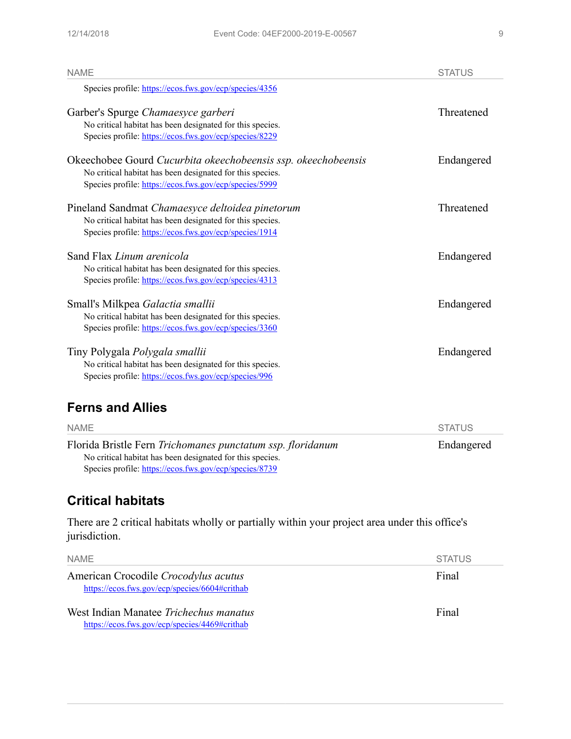| NAME | STATUS |
| --- | --- |
| Species profile: https://ecos.fws.gov/ecp/species/4356 | |
| Garber's Spurge *Chamaesyce garberi*<br>No critical habitat has been designated for this species.<br>Species profile: https://ecos.fws.gov/ecp/species/8229 | Threatened |
| Okeechobee Gourd *Cucurbita okeechobeensis ssp. okeechobeensis*<br>No critical habitat has been designated for this species.<br>Species profile: https://ecos.fws.gov/ecp/species/5999 | Endangered |
| Pineland Sandmat *Chamaesyce deltoidea pinetorum*<br>No critical habitat has been designated for this species.<br>Species profile: https://ecos.fws.gov/ecp/species/1914 | Threatened |
| Sand Flax *Linum arenicola*<br>No critical habitat has been designated for this species.<br>Species profile: https://ecos.fws.gov/ecp/species/4313 | Endangered |
| Small's Milkpea *Galactia smallii*<br>No critical habitat has been designated for this species.<br>Species profile: https://ecos.fws.gov/ecp/species/3360 | Endangered |
| Tiny Polygala *Polygala smallii*<br>No critical habitat has been designated for this species.<br>Species profile: https://ecos.fws.gov/ecp/species/996 | Endangered |

## Ferns and Allies

| NAME | STATUS |
| --- | --- |
| Florida Bristle Fern *Trichomanes punctatum ssp. floridanum*<br>No critical habitat has been designated for this species.<br>Species profile: https://ecos.fws.gov/ecp/species/8739 | Endangered |

## Critical habitats

There are 2 critical habitats wholly or partially within your project area under this office's jurisdiction.

| NAME | STATUS |
| --- | --- |
| American Crocodile *Crocodylus acutus*<br>https://ecos.fws.gov/ecp/species/6604#crithab | Final |
| West Indian Manatee *Trichechus manatus*<br>https://ecos.fws.gov/ecp/species/4469#crithab | Final |